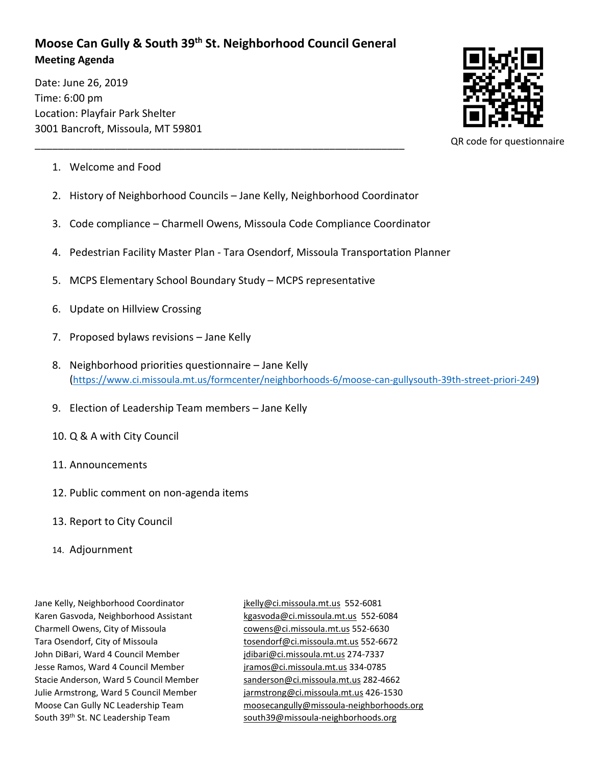# Moose Can Gully & South 39th St. Neighborhood Council General

**Meeting Agenda**

Date: June 26, 2019
Time: 6:00 pm
Location: Playfair Park Shelter
3001 Bancroft, Missoula, MT 59801

QR code for questionnaire

---

1. Welcome and Food
2. History of Neighborhood Councils – Jane Kelly, Neighborhood Coordinator
3. Code compliance – Charmell Owens, Missoula Code Compliance Coordinator
4. Pedestrian Facility Master Plan - Tara Osendorf, Missoula Transportation Planner
5. MCPS Elementary School Boundary Study – MCPS representative
6. Update on Hillview Crossing
7. Proposed bylaws revisions – Jane Kelly
8. Neighborhood priorities questionnaire – Jane Kelly (https://www.ci.missoula.mt.us/formcenter/neighborhoods-6/moose-can-gullysouth-39th-street-priori-249)
9. Election of Leadership Team members – Jane Kelly
10. Q & A with City Council
11. Announcements
12. Public comment on non-agenda items
13. Report to City Council
14. Adjournment

| | |
|---|---|
| Jane Kelly, Neighborhood Coordinator | jkelly@ci.missoula.mt.us 552-6081 |
| Karen Gasvoda, Neighborhood Assistant | kgasvoda@ci.missoula.mt.us 552-6084 |
| Charmell Owens, City of Missoula | cowens@ci.missoula.mt.us 552-6630 |
| Tara Osendorf, City of Missoula | tosendorf@ci.missoula.mt.us 552-6672 |
| John DiBari, Ward 4 Council Member | jdibari@ci.missoula.mt.us 274-7337 |
| Jesse Ramos, Ward 4 Council Member | jramos@ci.missoula.mt.us 334-0785 |
| Stacie Anderson, Ward 5 Council Member | sanderson@ci.missoula.mt.us 282-4662 |
| Julie Armstrong, Ward 5 Council Member | jarmstrong@ci.missoula.mt.us 426-1530 |
| Moose Can Gully NC Leadership Team | moosecangully@missoula-neighborhoods.org |
| South 39th St. NC Leadership Team | south39@missoula-neighborhoods.org |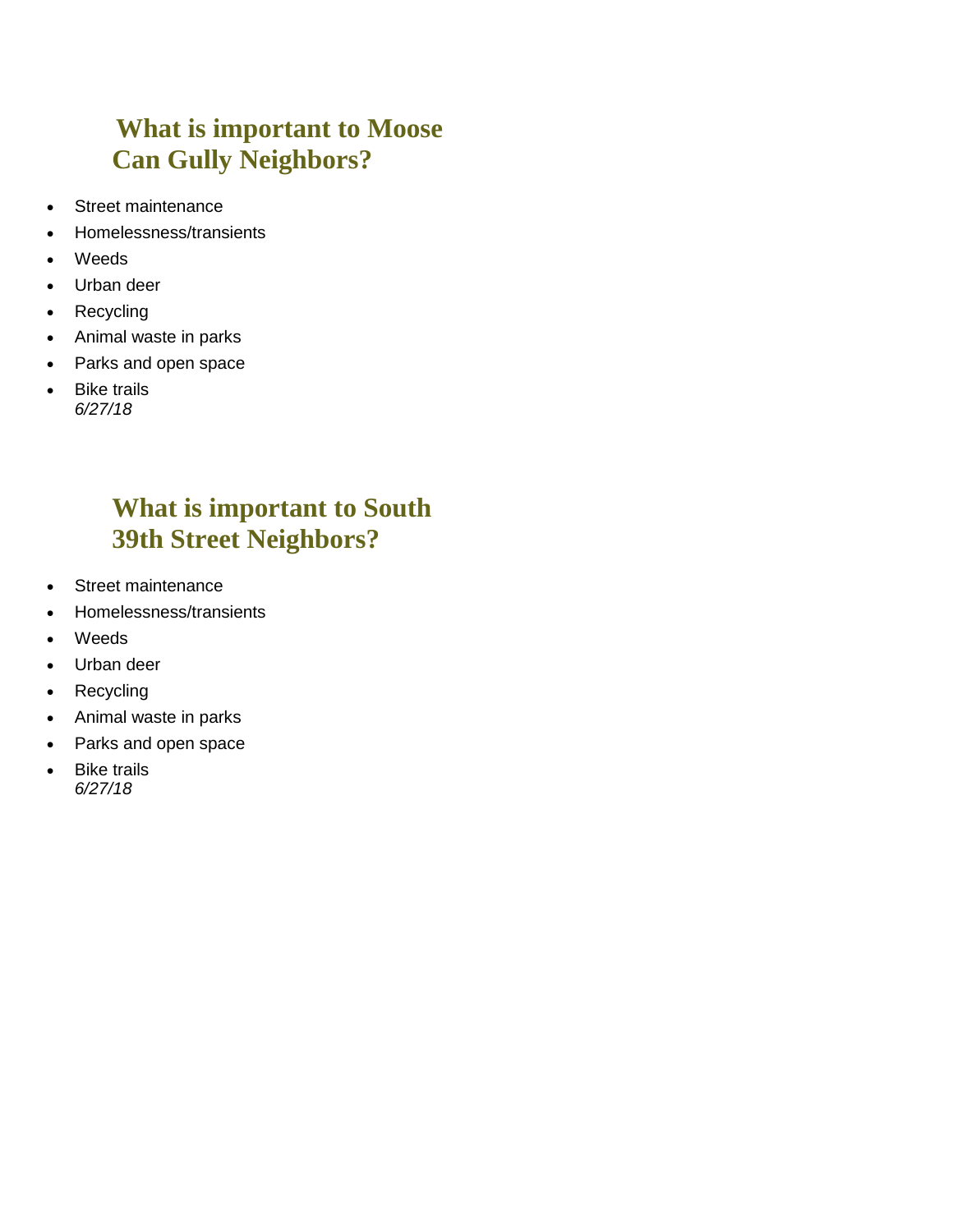## What is important to Moose Can Gully Neighbors?

- Street maintenance
- Homelessness/transients
- Weeds
- Urban deer
- Recycling
- Animal waste in parks
- Parks and open space
- Bike trails

*6/27/18*

## What is important to South 39th Street Neighbors?

- Street maintenance
- Homelessness/transients
- Weeds
- Urban deer
- Recycling
- Animal waste in parks
- Parks and open space
- Bike trails

*6/27/18*